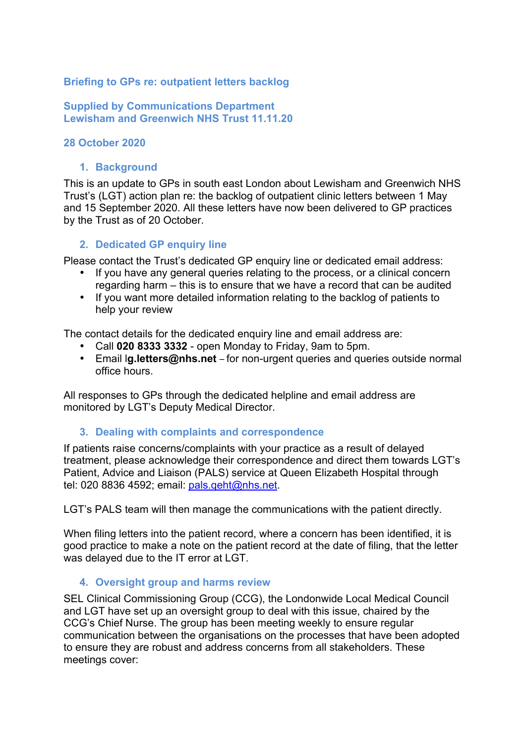**Briefing to GPs re: outpatient letters backlog**

**Supplied by Communications Department**
**Lewisham and Greenwich NHS Trust 11.11.20**

**28 October 2020**

## 1. Background

This is an update to GPs in south east London about Lewisham and Greenwich NHS Trust's (LGT) action plan re: the backlog of outpatient clinic letters between 1 May and 15 September 2020. All these letters have now been delivered to GP practices by the Trust as of 20 October.

## 2. Dedicated GP enquiry line

Please contact the Trust's dedicated GP enquiry line or dedicated email address:

- If you have any general queries relating to the process, or a clinical concern regarding harm – this is to ensure that we have a record that can be audited
- If you want more detailed information relating to the backlog of patients to help your review

The contact details for the dedicated enquiry line and email address are:

- Call **020 8333 3332** - open Monday to Friday, 9am to 5pm.
- Email **lg.letters@nhs.net** – for non-urgent queries and queries outside normal office hours.

All responses to GPs through the dedicated helpline and email address are monitored by LGT's Deputy Medical Director.

## 3. Dealing with complaints and correspondence

If patients raise concerns/complaints with your practice as a result of delayed treatment, please acknowledge their correspondence and direct them towards LGT's Patient, Advice and Liaison (PALS) service at Queen Elizabeth Hospital through tel: 020 8836 4592; email: pals.qeht@nhs.net.

LGT's PALS team will then manage the communications with the patient directly.

When filing letters into the patient record, where a concern has been identified, it is good practice to make a note on the patient record at the date of filing, that the letter was delayed due to the IT error at LGT.

## 4. Oversight group and harms review

SEL Clinical Commissioning Group (CCG), the Londonwide Local Medical Council and LGT have set up an oversight group to deal with this issue, chaired by the CCG's Chief Nurse. The group has been meeting weekly to ensure regular communication between the organisations on the processes that have been adopted to ensure they are robust and address concerns from all stakeholders. These meetings cover: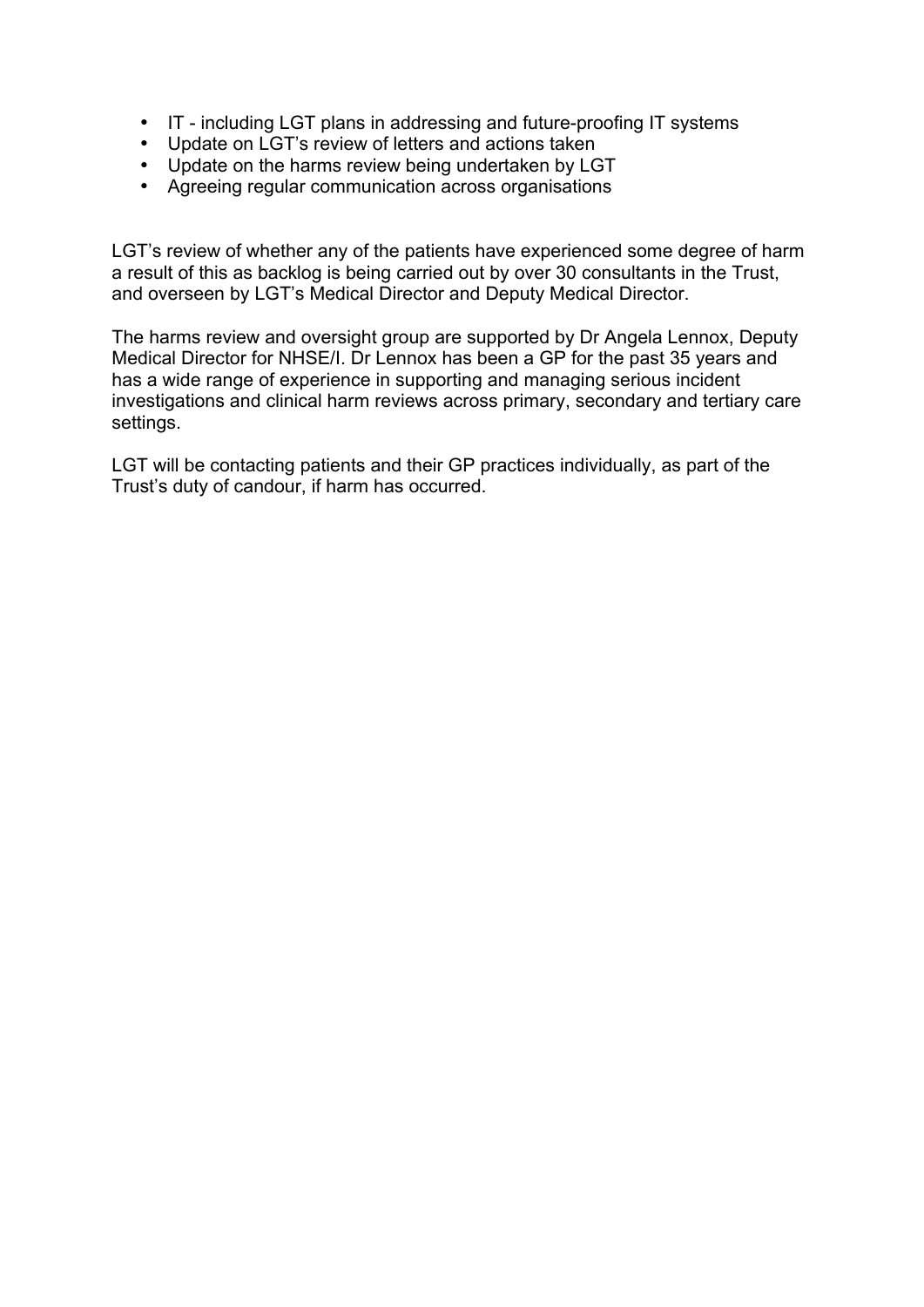- IT - including LGT plans in addressing and future-proofing IT systems
- Update on LGT's review of letters and actions taken
- Update on the harms review being undertaken by LGT
- Agreeing regular communication across organisations

LGT's review of whether any of the patients have experienced some degree of harm a result of this as backlog is being carried out by over 30 consultants in the Trust, and overseen by LGT's Medical Director and Deputy Medical Director.

The harms review and oversight group are supported by Dr Angela Lennox, Deputy Medical Director for NHSE/I. Dr Lennox has been a GP for the past 35 years and has a wide range of experience in supporting and managing serious incident investigations and clinical harm reviews across primary, secondary and tertiary care settings.

LGT will be contacting patients and their GP practices individually, as part of the Trust's duty of candour, if harm has occurred.